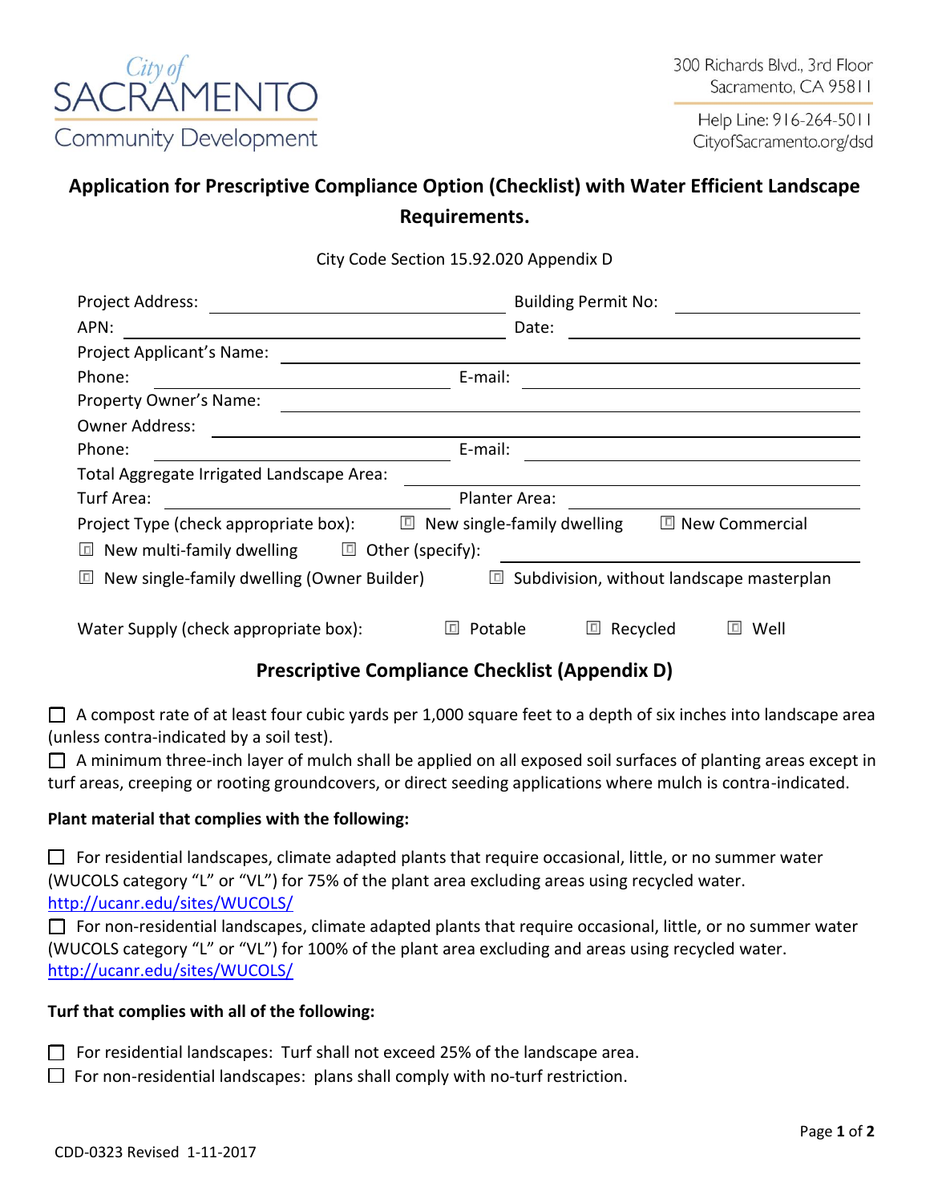City of SACRAMENTO Community Development

300 Richards Blvd., 3rd Floor
Sacramento, CA 95811

Help Line: 916-264-5011
CityofSacramento.org/dsd

# Application for Prescriptive Compliance Option (Checklist) with Water Efficient Landscape Requirements.

City Code Section 15.92.020 Appendix D

Project Address: ____________________ Building Permit No: ____________________

APN: ____________________ Date: ____________________

Project Applicant's Name: ____________________

Phone: ____________________ E-mail: ____________________

Property Owner's Name: ____________________

Owner Address: ____________________

Phone: ____________________ E-mail: ____________________

Total Aggregate Irrigated Landscape Area: ____________________

Turf Area: ____________________ Planter Area: ____________________

Project Type (check appropriate box): ☐ New single-family dwelling ☐ New Commercial

☐ New multi-family dwelling ☐ Other (specify): ____________________

☐ New single-family dwelling (Owner Builder) ☐ Subdivision, without landscape masterplan

Water Supply (check appropriate box): ☐ Potable ☐ Recycled ☐ Well

## Prescriptive Compliance Checklist (Appendix D)

☐ A compost rate of at least four cubic yards per 1,000 square feet to a depth of six inches into landscape area (unless contra-indicated by a soil test).

☐ A minimum three-inch layer of mulch shall be applied on all exposed soil surfaces of planting areas except in turf areas, creeping or rooting groundcovers, or direct seeding applications where mulch is contra-indicated.

**Plant material that complies with the following:**

☐ For residential landscapes, climate adapted plants that require occasional, little, or no summer water (WUCOLS category "L" or "VL") for 75% of the plant area excluding areas using recycled water. http://ucanr.edu/sites/WUCOLS/

☐ For non-residential landscapes, climate adapted plants that require occasional, little, or no summer water (WUCOLS category "L" or "VL") for 100% of the plant area excluding and areas using recycled water. http://ucanr.edu/sites/WUCOLS/

**Turf that complies with all of the following:**

☐ For residential landscapes: Turf shall not exceed 25% of the landscape area.

☐ For non-residential landscapes: plans shall comply with no-turf restriction.

CDD-0323 Revised 1-11-2017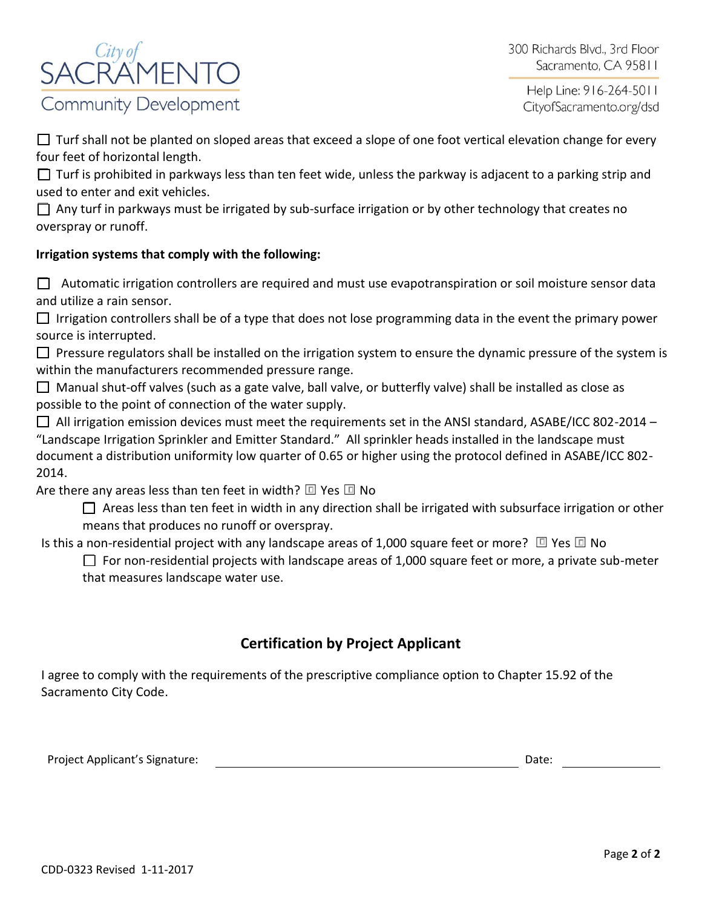- [ ] Turf shall not be planted on sloped areas that exceed a slope of one foot vertical elevation change for every four feet of horizontal length.
- [ ] Turf is prohibited in parkways less than ten feet wide, unless the parkway is adjacent to a parking strip and used to enter and exit vehicles.
- [ ] Any turf in parkways must be irrigated by sub-surface irrigation or by other technology that creates no overspray or runoff.

**Irrigation systems that comply with the following:**

- [ ] Automatic irrigation controllers are required and must use evapotranspiration or soil moisture sensor data and utilize a rain sensor.
- [ ] Irrigation controllers shall be of a type that does not lose programming data in the event the primary power source is interrupted.
- [ ] Pressure regulators shall be installed on the irrigation system to ensure the dynamic pressure of the system is within the manufacturers recommended pressure range.
- [ ] Manual shut-off valves (such as a gate valve, ball valve, or butterfly valve) shall be installed as close as possible to the point of connection of the water supply.
- [ ] All irrigation emission devices must meet the requirements set in the ANSI standard, ASABE/ICC 802-2014 – "Landscape Irrigation Sprinkler and Emitter Standard." All sprinkler heads installed in the landscape must document a distribution uniformity low quarter of 0.65 or higher using the protocol defined in ASABE/ICC 802-2014.

Are there any areas less than ten feet in width? ☐ Yes ☐ No

- [ ] Areas less than ten feet in width in any direction shall be irrigated with subsurface irrigation or other means that produces no runoff or overspray.

Is this a non-residential project with any landscape areas of 1,000 square feet or more? ☐ Yes ☐ No

- [ ] For non-residential projects with landscape areas of 1,000 square feet or more, a private sub-meter that measures landscape water use.

## Certification by Project Applicant

I agree to comply with the requirements of the prescriptive compliance option to Chapter 15.92 of the Sacramento City Code.

Project Applicant's Signature: ______________________________ Date: ______________

CDD-0323 Revised 1-11-2017